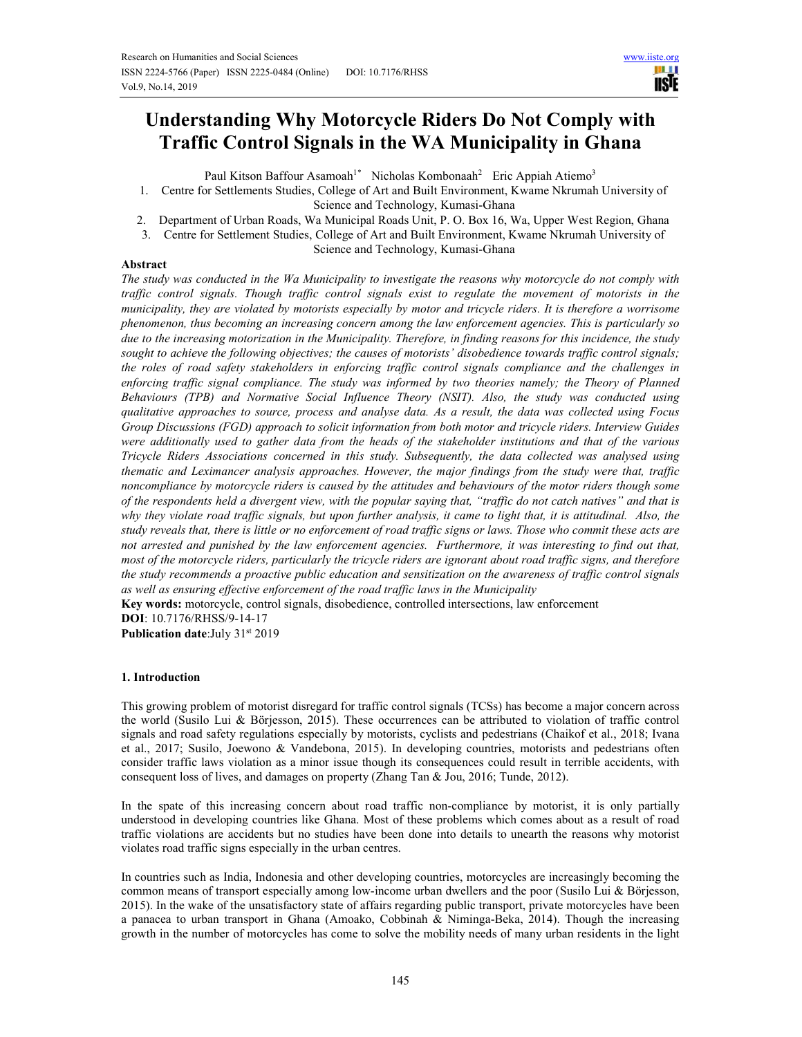# Understanding Why Motorcycle Riders Do Not Comply with Traffic Control Signals in the WA Municipality in Ghana

Paul Kitson Baffour Asamoah[1*] Nicholas Kombonaah[2] Eric Appiah Atiemo[3]

1. Centre for Settlements Studies, College of Art and Built Environment, Kwame Nkrumah University of Science and Technology, Kumasi-Ghana
2. Department of Urban Roads, Wa Municipal Roads Unit, P. O. Box 16, Wa, Upper West Region, Ghana
3. Centre for Settlement Studies, College of Art and Built Environment, Kwame Nkrumah University of Science and Technology, Kumasi-Ghana

**Abstract**

*The study was conducted in the Wa Municipality to investigate the reasons why motorcycle do not comply with traffic control signals. Though traffic control signals exist to regulate the movement of motorists in the municipality, they are violated by motorists especially by motor and tricycle riders. It is therefore a worrisome phenomenon, thus becoming an increasing concern among the law enforcement agencies. This is particularly so due to the increasing motorization in the Municipality. Therefore, in finding reasons for this incidence, the study sought to achieve the following objectives; the causes of motorists' disobedience towards traffic control signals; the roles of road safety stakeholders in enforcing traffic control signals compliance and the challenges in enforcing traffic signal compliance. The study was informed by two theories namely; the Theory of Planned Behaviours (TPB) and Normative Social Influence Theory (NSIT). Also, the study was conducted using qualitative approaches to source, process and analyse data. As a result, the data was collected using Focus Group Discussions (FGD) approach to solicit information from both motor and tricycle riders. Interview Guides were additionally used to gather data from the heads of the stakeholder institutions and that of the various Tricycle Riders Associations concerned in this study. Subsequently, the data collected was analysed using thematic and Leximancer analysis approaches. However, the major findings from the study were that, traffic noncompliance by motorcycle riders is caused by the attitudes and behaviours of the motor riders though some of the respondents held a divergent view, with the popular saying that, "traffic do not catch natives" and that is why they violate road traffic signals, but upon further analysis, it came to light that, it is attitudinal. Also, the study reveals that, there is little or no enforcement of road traffic signs or laws. Those who commit these acts are not arrested and punished by the law enforcement agencies. Furthermore, it was interesting to find out that, most of the motorcycle riders, particularly the tricycle riders are ignorant about road traffic signs, and therefore the study recommends a proactive public education and sensitization on the awareness of traffic control signals as well as ensuring effective enforcement of the road traffic laws in the Municipality*

**Key words:** motorcycle, control signals, disobedience, controlled intersections, law enforcement

**DOI**: 10.7176/RHSS/9-14-17

**Publication date**:July 31st 2019

## 1. Introduction

This growing problem of motorist disregard for traffic control signals (TCSs) has become a major concern across the world (Susilo Lui & Börjesson, 2015). These occurrences can be attributed to violation of traffic control signals and road safety regulations especially by motorists, cyclists and pedestrians (Chaikof et al., 2018; Ivana et al., 2017; Susilo, Joewono & Vandebona, 2015). In developing countries, motorists and pedestrians often consider traffic laws violation as a minor issue though its consequences could result in terrible accidents, with consequent loss of lives, and damages on property (Zhang Tan & Jou, 2016; Tunde, 2012).

In the spate of this increasing concern about road traffic non-compliance by motorist, it is only partially understood in developing countries like Ghana. Most of these problems which comes about as a result of road traffic violations are accidents but no studies have been done into details to unearth the reasons why motorist violates road traffic signs especially in the urban centres.

In countries such as India, Indonesia and other developing countries, motorcycles are increasingly becoming the common means of transport especially among low-income urban dwellers and the poor (Susilo Lui & Börjesson, 2015). In the wake of the unsatisfactory state of affairs regarding public transport, private motorcycles have been a panacea to urban transport in Ghana (Amoako, Cobbinah & Niminga-Beka, 2014). Though the increasing growth in the number of motorcycles has come to solve the mobility needs of many urban residents in the light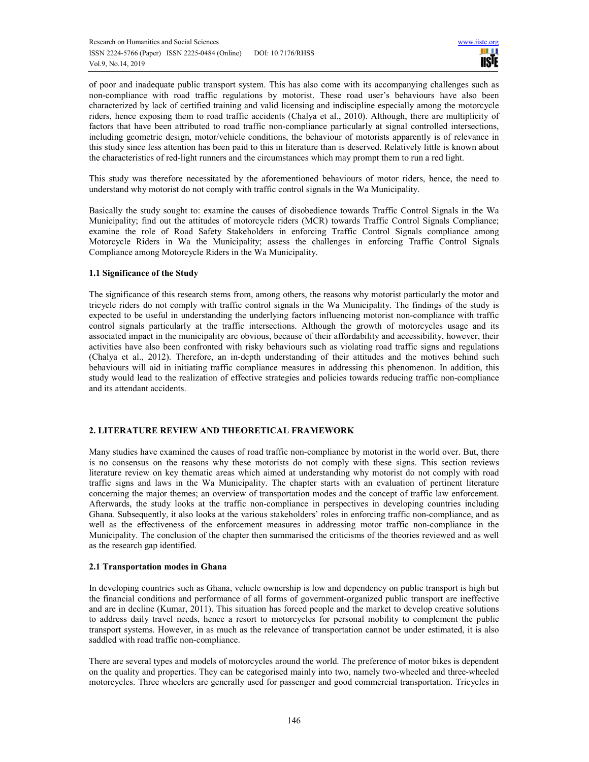of poor and inadequate public transport system. This has also come with its accompanying challenges such as non-compliance with road traffic regulations by motorist. These road user's behaviours have also been characterized by lack of certified training and valid licensing and indiscipline especially among the motorcycle riders, hence exposing them to road traffic accidents (Chalya et al., 2010). Although, there are multiplicity of factors that have been attributed to road traffic non-compliance particularly at signal controlled intersections, including geometric design, motor/vehicle conditions, the behaviour of motorists apparently is of relevance in this study since less attention has been paid to this in literature than is deserved. Relatively little is known about the characteristics of red-light runners and the circumstances which may prompt them to run a red light.

This study was therefore necessitated by the aforementioned behaviours of motor riders, hence, the need to understand why motorist do not comply with traffic control signals in the Wa Municipality.

Basically the study sought to: examine the causes of disobedience towards Traffic Control Signals in the Wa Municipality; find out the attitudes of motorcycle riders (MCR) towards Traffic Control Signals Compliance; examine the role of Road Safety Stakeholders in enforcing Traffic Control Signals compliance among Motorcycle Riders in Wa the Municipality; assess the challenges in enforcing Traffic Control Signals Compliance among Motorcycle Riders in the Wa Municipality.

### 1.1 Significance of the Study

The significance of this research stems from, among others, the reasons why motorist particularly the motor and tricycle riders do not comply with traffic control signals in the Wa Municipality. The findings of the study is expected to be useful in understanding the underlying factors influencing motorist non-compliance with traffic control signals particularly at the traffic intersections. Although the growth of motorcycles usage and its associated impact in the municipality are obvious, because of their affordability and accessibility, however, their activities have also been confronted with risky behaviours such as violating road traffic signs and regulations (Chalya et al., 2012). Therefore, an in-depth understanding of their attitudes and the motives behind such behaviours will aid in initiating traffic compliance measures in addressing this phenomenon. In addition, this study would lead to the realization of effective strategies and policies towards reducing traffic non-compliance and its attendant accidents.

## 2. LITERATURE REVIEW AND THEORETICAL FRAMEWORK

Many studies have examined the causes of road traffic non-compliance by motorist in the world over. But, there is no consensus on the reasons why these motorists do not comply with these signs. This section reviews literature review on key thematic areas which aimed at understanding why motorist do not comply with road traffic signs and laws in the Wa Municipality. The chapter starts with an evaluation of pertinent literature concerning the major themes; an overview of transportation modes and the concept of traffic law enforcement. Afterwards, the study looks at the traffic non-compliance in perspectives in developing countries including Ghana. Subsequently, it also looks at the various stakeholders' roles in enforcing traffic non-compliance, and as well as the effectiveness of the enforcement measures in addressing motor traffic non-compliance in the Municipality. The conclusion of the chapter then summarised the criticisms of the theories reviewed and as well as the research gap identified.

### 2.1 Transportation modes in Ghana

In developing countries such as Ghana, vehicle ownership is low and dependency on public transport is high but the financial conditions and performance of all forms of government-organized public transport are ineffective and are in decline (Kumar, 2011). This situation has forced people and the market to develop creative solutions to address daily travel needs, hence a resort to motorcycles for personal mobility to complement the public transport systems. However, in as much as the relevance of transportation cannot be under estimated, it is also saddled with road traffic non-compliance.

There are several types and models of motorcycles around the world. The preference of motor bikes is dependent on the quality and properties. They can be categorised mainly into two, namely two-wheeled and three-wheeled motorcycles. Three wheelers are generally used for passenger and good commercial transportation. Tricycles in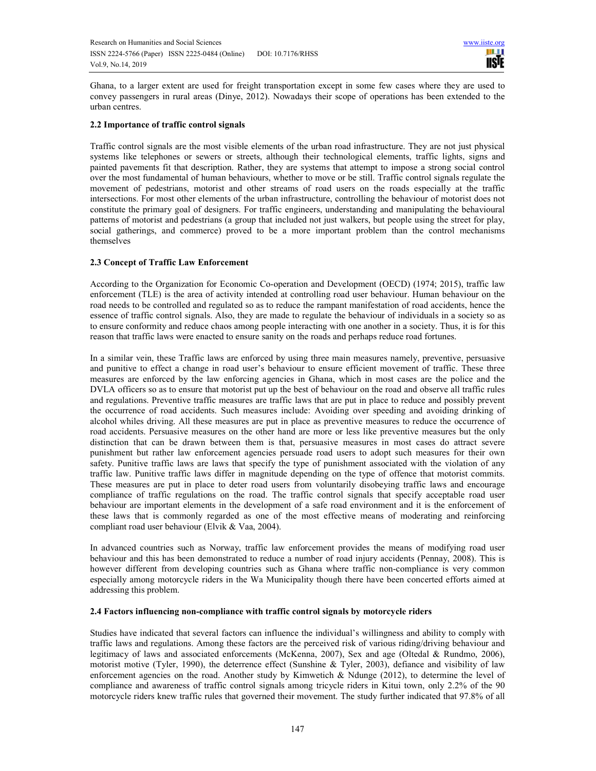Ghana, to a larger extent are used for freight transportation except in some few cases where they are used to convey passengers in rural areas (Dinye, 2012). Nowadays their scope of operations has been extended to the urban centres.

### 2.2 Importance of traffic control signals

Traffic control signals are the most visible elements of the urban road infrastructure. They are not just physical systems like telephones or sewers or streets, although their technological elements, traffic lights, signs and painted pavements fit that description. Rather, they are systems that attempt to impose a strong social control over the most fundamental of human behaviours, whether to move or be still. Traffic control signals regulate the movement of pedestrians, motorist and other streams of road users on the roads especially at the traffic intersections. For most other elements of the urban infrastructure, controlling the behaviour of motorist does not constitute the primary goal of designers. For traffic engineers, understanding and manipulating the behavioural patterns of motorist and pedestrians (a group that included not just walkers, but people using the street for play, social gatherings, and commerce) proved to be a more important problem than the control mechanisms themselves

### 2.3 Concept of Traffic Law Enforcement

According to the Organization for Economic Co-operation and Development (OECD) (1974; 2015), traffic law enforcement (TLE) is the area of activity intended at controlling road user behaviour. Human behaviour on the road needs to be controlled and regulated so as to reduce the rampant manifestation of road accidents, hence the essence of traffic control signals. Also, they are made to regulate the behaviour of individuals in a society so as to ensure conformity and reduce chaos among people interacting with one another in a society. Thus, it is for this reason that traffic laws were enacted to ensure sanity on the roads and perhaps reduce road fortunes.

In a similar vein, these Traffic laws are enforced by using three main measures namely, preventive, persuasive and punitive to effect a change in road user's behaviour to ensure efficient movement of traffic. These three measures are enforced by the law enforcing agencies in Ghana, which in most cases are the police and the DVLA officers so as to ensure that motorist put up the best of behaviour on the road and observe all traffic rules and regulations. Preventive traffic measures are traffic laws that are put in place to reduce and possibly prevent the occurrence of road accidents. Such measures include: Avoiding over speeding and avoiding drinking of alcohol whiles driving. All these measures are put in place as preventive measures to reduce the occurrence of road accidents. Persuasive measures on the other hand are more or less like preventive measures but the only distinction that can be drawn between them is that, persuasive measures in most cases do attract severe punishment but rather law enforcement agencies persuade road users to adopt such measures for their own safety. Punitive traffic laws are laws that specify the type of punishment associated with the violation of any traffic law. Punitive traffic laws differ in magnitude depending on the type of offence that motorist commits. These measures are put in place to deter road users from voluntarily disobeying traffic laws and encourage compliance of traffic regulations on the road. The traffic control signals that specify acceptable road user behaviour are important elements in the development of a safe road environment and it is the enforcement of these laws that is commonly regarded as one of the most effective means of moderating and reinforcing compliant road user behaviour (Elvik & Vaa, 2004).

In advanced countries such as Norway, traffic law enforcement provides the means of modifying road user behaviour and this has been demonstrated to reduce a number of road injury accidents (Pennay, 2008). This is however different from developing countries such as Ghana where traffic non-compliance is very common especially among motorcycle riders in the Wa Municipality though there have been concerted efforts aimed at addressing this problem.

### 2.4 Factors influencing non-compliance with traffic control signals by motorcycle riders

Studies have indicated that several factors can influence the individual's willingness and ability to comply with traffic laws and regulations. Among these factors are the perceived risk of various riding/driving behaviour and legitimacy of laws and associated enforcements (McKenna, 2007), Sex and age (Oltedal & Rundmo, 2006), motorist motive (Tyler, 1990), the deterrence effect (Sunshine & Tyler, 2003), defiance and visibility of law enforcement agencies on the road. Another study by Kimwetich & Ndunge (2012), to determine the level of compliance and awareness of traffic control signals among tricycle riders in Kitui town, only 2.2% of the 90 motorcycle riders knew traffic rules that governed their movement. The study further indicated that 97.8% of all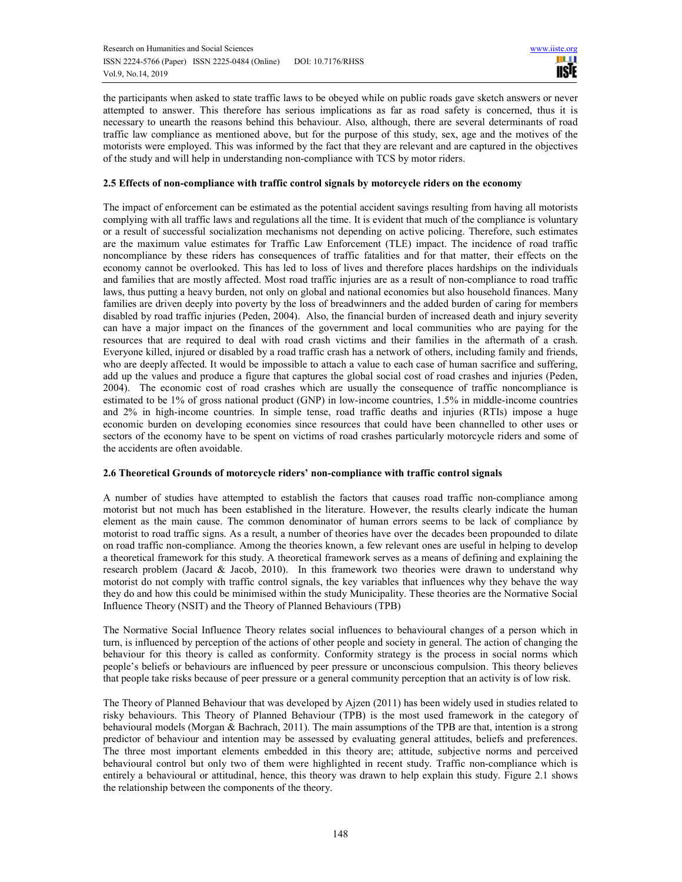the participants when asked to state traffic laws to be obeyed while on public roads gave sketch answers or never attempted to answer. This therefore has serious implications as far as road safety is concerned, thus it is necessary to unearth the reasons behind this behaviour. Also, although, there are several determinants of road traffic law compliance as mentioned above, but for the purpose of this study, sex, age and the motives of the motorists were employed. This was informed by the fact that they are relevant and are captured in the objectives of the study and will help in understanding non-compliance with TCS by motor riders.

### 2.5 Effects of non-compliance with traffic control signals by motorcycle riders on the economy

The impact of enforcement can be estimated as the potential accident savings resulting from having all motorists complying with all traffic laws and regulations all the time. It is evident that much of the compliance is voluntary or a result of successful socialization mechanisms not depending on active policing. Therefore, such estimates are the maximum value estimates for Traffic Law Enforcement (TLE) impact. The incidence of road traffic noncompliance by these riders has consequences of traffic fatalities and for that matter, their effects on the economy cannot be overlooked. This has led to loss of lives and therefore places hardships on the individuals and families that are mostly affected. Most road traffic injuries are as a result of non-compliance to road traffic laws, thus putting a heavy burden, not only on global and national economies but also household finances. Many families are driven deeply into poverty by the loss of breadwinners and the added burden of caring for members disabled by road traffic injuries (Peden, 2004). Also, the financial burden of increased death and injury severity can have a major impact on the finances of the government and local communities who are paying for the resources that are required to deal with road crash victims and their families in the aftermath of a crash. Everyone killed, injured or disabled by a road traffic crash has a network of others, including family and friends, who are deeply affected. It would be impossible to attach a value to each case of human sacrifice and suffering, add up the values and produce a figure that captures the global social cost of road crashes and injuries (Peden, 2004). The economic cost of road crashes which are usually the consequence of traffic noncompliance is estimated to be 1% of gross national product (GNP) in low-income countries, 1.5% in middle-income countries and 2% in high-income countries. In simple tense, road traffic deaths and injuries (RTIs) impose a huge economic burden on developing economies since resources that could have been channelled to other uses or sectors of the economy have to be spent on victims of road crashes particularly motorcycle riders and some of the accidents are often avoidable.

### 2.6 Theoretical Grounds of motorcycle riders' non-compliance with traffic control signals

A number of studies have attempted to establish the factors that causes road traffic non-compliance among motorist but not much has been established in the literature. However, the results clearly indicate the human element as the main cause. The common denominator of human errors seems to be lack of compliance by motorist to road traffic signs. As a result, a number of theories have over the decades been propounded to dilate on road traffic non-compliance. Among the theories known, a few relevant ones are useful in helping to develop a theoretical framework for this study. A theoretical framework serves as a means of defining and explaining the research problem (Jacard & Jacob, 2010). In this framework two theories were drawn to understand why motorist do not comply with traffic control signals, the key variables that influences why they behave the way they do and how this could be minimised within the study Municipality. These theories are the Normative Social Influence Theory (NSIT) and the Theory of Planned Behaviours (TPB)

The Normative Social Influence Theory relates social influences to behavioural changes of a person which in turn, is influenced by perception of the actions of other people and society in general. The action of changing the behaviour for this theory is called as conformity. Conformity strategy is the process in social norms which people's beliefs or behaviours are influenced by peer pressure or unconscious compulsion. This theory believes that people take risks because of peer pressure or a general community perception that an activity is of low risk.

The Theory of Planned Behaviour that was developed by Ajzen (2011) has been widely used in studies related to risky behaviours. This Theory of Planned Behaviour (TPB) is the most used framework in the category of behavioural models (Morgan & Bachrach, 2011). The main assumptions of the TPB are that, intention is a strong predictor of behaviour and intention may be assessed by evaluating general attitudes, beliefs and preferences. The three most important elements embedded in this theory are; attitude, subjective norms and perceived behavioural control but only two of them were highlighted in recent study. Traffic non-compliance which is entirely a behavioural or attitudinal, hence, this theory was drawn to help explain this study. Figure 2.1 shows the relationship between the components of the theory.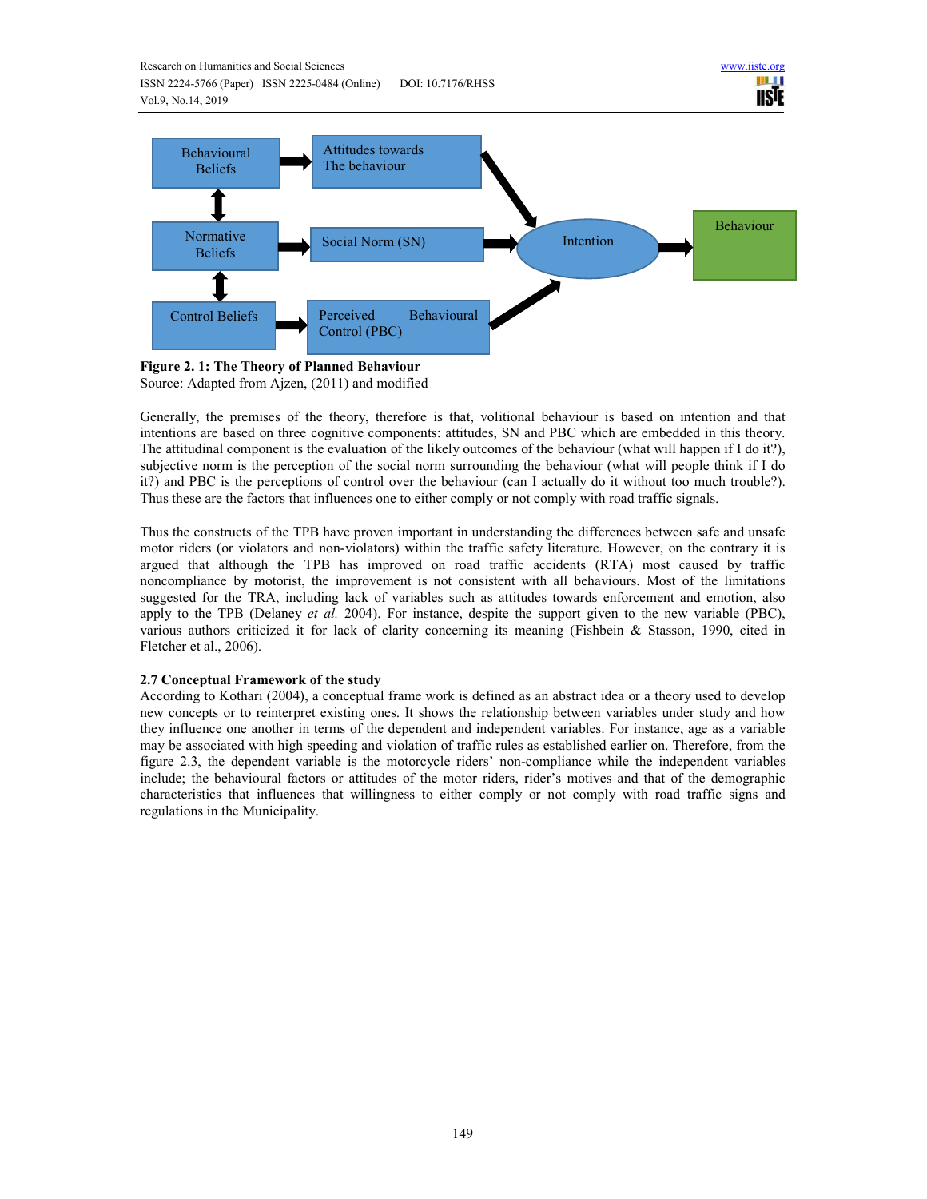**Figure 2. 1: The Theory of Planned Behaviour**
Source: Adapted from Ajzen, (2011) and modified

Generally, the premises of the theory, therefore is that, volitional behaviour is based on intention and that intentions are based on three cognitive components: attitudes, SN and PBC which are embedded in this theory. The attitudinal component is the evaluation of the likely outcomes of the behaviour (what will happen if I do it?), subjective norm is the perception of the social norm surrounding the behaviour (what will people think if I do it?) and PBC is the perceptions of control over the behaviour (can I actually do it without too much trouble?). Thus these are the factors that influences one to either comply or not comply with road traffic signals.

Thus the constructs of the TPB have proven important in understanding the differences between safe and unsafe motor riders (or violators and non-violators) within the traffic safety literature. However, on the contrary it is argued that although the TPB has improved on road traffic accidents (RTA) most caused by traffic noncompliance by motorist, the improvement is not consistent with all behaviours. Most of the limitations suggested for the TRA, including lack of variables such as attitudes towards enforcement and emotion, also apply to the TPB (Delaney *et al.* 2004). For instance, despite the support given to the new variable (PBC), various authors criticized it for lack of clarity concerning its meaning (Fishbein & Stasson, 1990, cited in Fletcher et al., 2006).

### 2.7 Conceptual Framework of the study

According to Kothari (2004), a conceptual frame work is defined as an abstract idea or a theory used to develop new concepts or to reinterpret existing ones. It shows the relationship between variables under study and how they influence one another in terms of the dependent and independent variables. For instance, age as a variable may be associated with high speeding and violation of traffic rules as established earlier on. Therefore, from the figure 2.3, the dependent variable is the motorcycle riders' non-compliance while the independent variables include; the behavioural factors or attitudes of the motor riders, rider's motives and that of the demographic characteristics that influences that willingness to either comply or not comply with road traffic signs and regulations in the Municipality.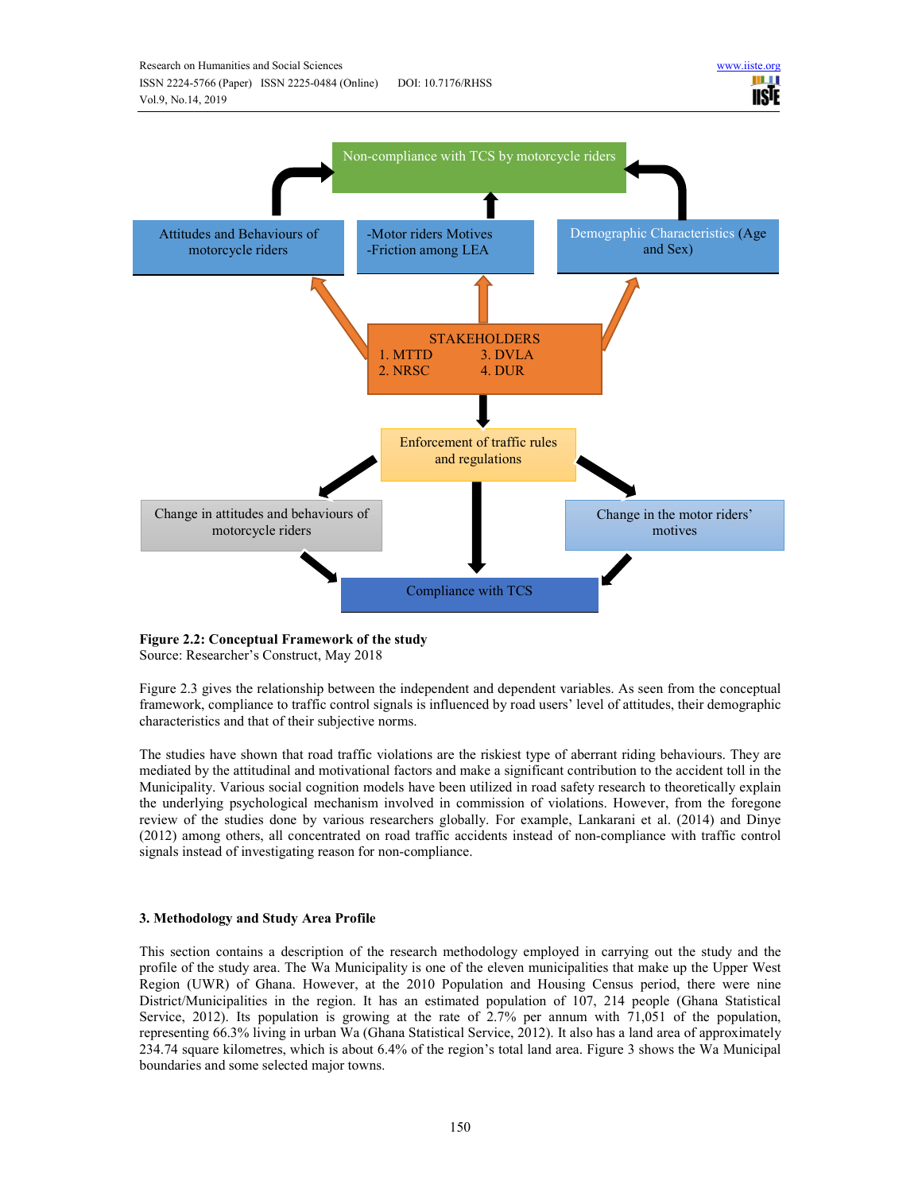Non-compliance with TCS by motorcycle riders

Attitudes and Behaviours of motorcycle riders

-Motor riders Motives
-Friction among LEA

Demographic Characteristics (Age and Sex)

STAKEHOLDERS
1. MTTD
2. NRSC
3. DVLA
4. DUR

Enforcement of traffic rules and regulations

Change in attitudes and behaviours of motorcycle riders

Change in the motor riders' motives

Compliance with TCS

**Figure 2.2: Conceptual Framework of the study**
Source: Researcher's Construct, May 2018

Figure 2.3 gives the relationship between the independent and dependent variables. As seen from the conceptual framework, compliance to traffic control signals is influenced by road users' level of attitudes, their demographic characteristics and that of their subjective norms.

The studies have shown that road traffic violations are the riskiest type of aberrant riding behaviours. They are mediated by the attitudinal and motivational factors and make a significant contribution to the accident toll in the Municipality. Various social cognition models have been utilized in road safety research to theoretically explain the underlying psychological mechanism involved in commission of violations. However, from the foregone review of the studies done by various researchers globally. For example, Lankarani et al. (2014) and Dinye (2012) among others, all concentrated on road traffic accidents instead of non-compliance with traffic control signals instead of investigating reason for non-compliance.

## 3. Methodology and Study Area Profile

This section contains a description of the research methodology employed in carrying out the study and the profile of the study area. The Wa Municipality is one of the eleven municipalities that make up the Upper West Region (UWR) of Ghana. However, at the 2010 Population and Housing Census period, there were nine District/Municipalities in the region. It has an estimated population of 107, 214 people (Ghana Statistical Service, 2012). Its population is growing at the rate of 2.7% per annum with 71,051 of the population, representing 66.3% living in urban Wa (Ghana Statistical Service, 2012). It also has a land area of approximately 234.74 square kilometres, which is about 6.4% of the region's total land area. Figure 3 shows the Wa Municipal boundaries and some selected major towns.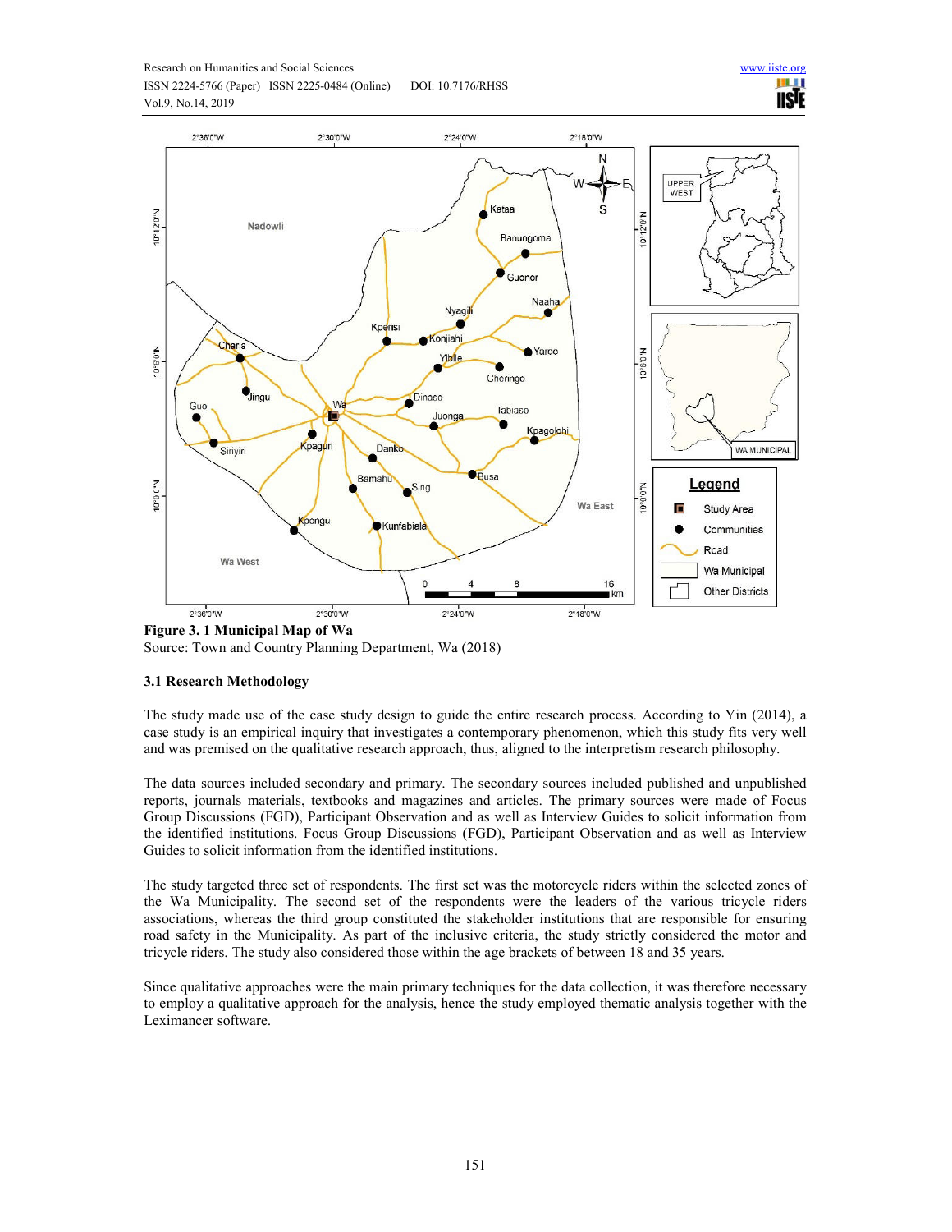**Figure 3. 1 Municipal Map of Wa**
Source: Town and Country Planning Department, Wa (2018)

### 3.1 Research Methodology

The study made use of the case study design to guide the entire research process. According to Yin (2014), a case study is an empirical inquiry that investigates a contemporary phenomenon, which this study fits very well and was premised on the qualitative research approach, thus, aligned to the interpretism research philosophy.

The data sources included secondary and primary. The secondary sources included published and unpublished reports, journals materials, textbooks and magazines and articles. The primary sources were made of Focus Group Discussions (FGD), Participant Observation and as well as Interview Guides to solicit information from the identified institutions. Focus Group Discussions (FGD), Participant Observation and as well as Interview Guides to solicit information from the identified institutions.

The study targeted three set of respondents. The first set was the motorcycle riders within the selected zones of the Wa Municipality. The second set of the respondents were the leaders of the various tricycle riders associations, whereas the third group constituted the stakeholder institutions that are responsible for ensuring road safety in the Municipality. As part of the inclusive criteria, the study strictly considered the motor and tricycle riders. The study also considered those within the age brackets of between 18 and 35 years.

Since qualitative approaches were the main primary techniques for the data collection, it was therefore necessary to employ a qualitative approach for the analysis, hence the study employed thematic analysis together with the Leximancer software.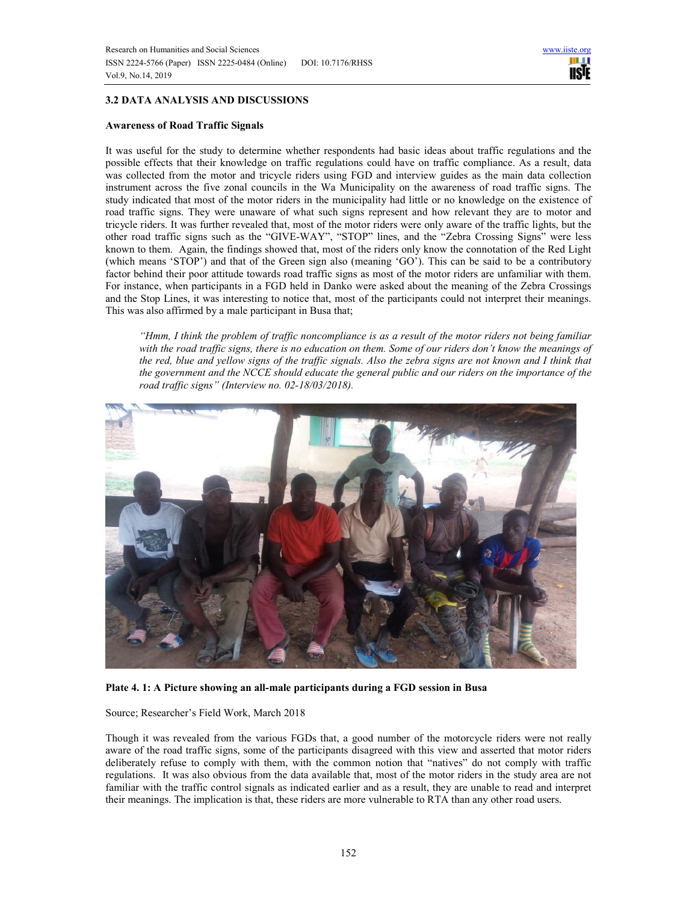## 3.2 DATA ANALYSIS AND DISCUSSIONS

### Awareness of Road Traffic Signals

It was useful for the study to determine whether respondents had basic ideas about traffic regulations and the possible effects that their knowledge on traffic regulations could have on traffic compliance. As a result, data was collected from the motor and tricycle riders using FGD and interview guides as the main data collection instrument across the five zonal councils in the Wa Municipality on the awareness of road traffic signs. The study indicated that most of the motor riders in the municipality had little or no knowledge on the existence of road traffic signs. They were unaware of what such signs represent and how relevant they are to motor and tricycle riders. It was further revealed that, most of the motor riders were only aware of the traffic lights, but the other road traffic signs such as the "GIVE-WAY", "STOP" lines, and the "Zebra Crossing Signs" were less known to them. Again, the findings showed that, most of the riders only know the connotation of the Red Light (which means 'STOP') and that of the Green sign also (meaning 'GO'). This can be said to be a contributory factor behind their poor attitude towards road traffic signs as most of the motor riders are unfamiliar with them. For instance, when participants in a FGD held in Danko were asked about the meaning of the Zebra Crossings and the Stop Lines, it was interesting to notice that, most of the participants could not interpret their meanings. This was also affirmed by a male participant in Busa that;

> *"Hmm, I think the problem of traffic noncompliance is as a result of the motor riders not being familiar with the road traffic signs, there is no education on them. Some of our riders don't know the meanings of the red, blue and yellow signs of the traffic signals. Also the zebra signs are not known and I think that the government and the NCCE should educate the general public and our riders on the importance of the road traffic signs" (Interview no. 02-18/03/2018).*

**Plate 4. 1: A Picture showing an all-male participants during a FGD session in Busa**

Source; Researcher's Field Work, March 2018

Though it was revealed from the various FGDs that, a good number of the motorcycle riders were not really aware of the road traffic signs, some of the participants disagreed with this view and asserted that motor riders deliberately refuse to comply with them, with the common notion that "natives" do not comply with traffic regulations. It was also obvious from the data available that, most of the motor riders in the study area are not familiar with the traffic control signals as indicated earlier and as a result, they are unable to read and interpret their meanings. The implication is that, these riders are more vulnerable to RTA than any other road users.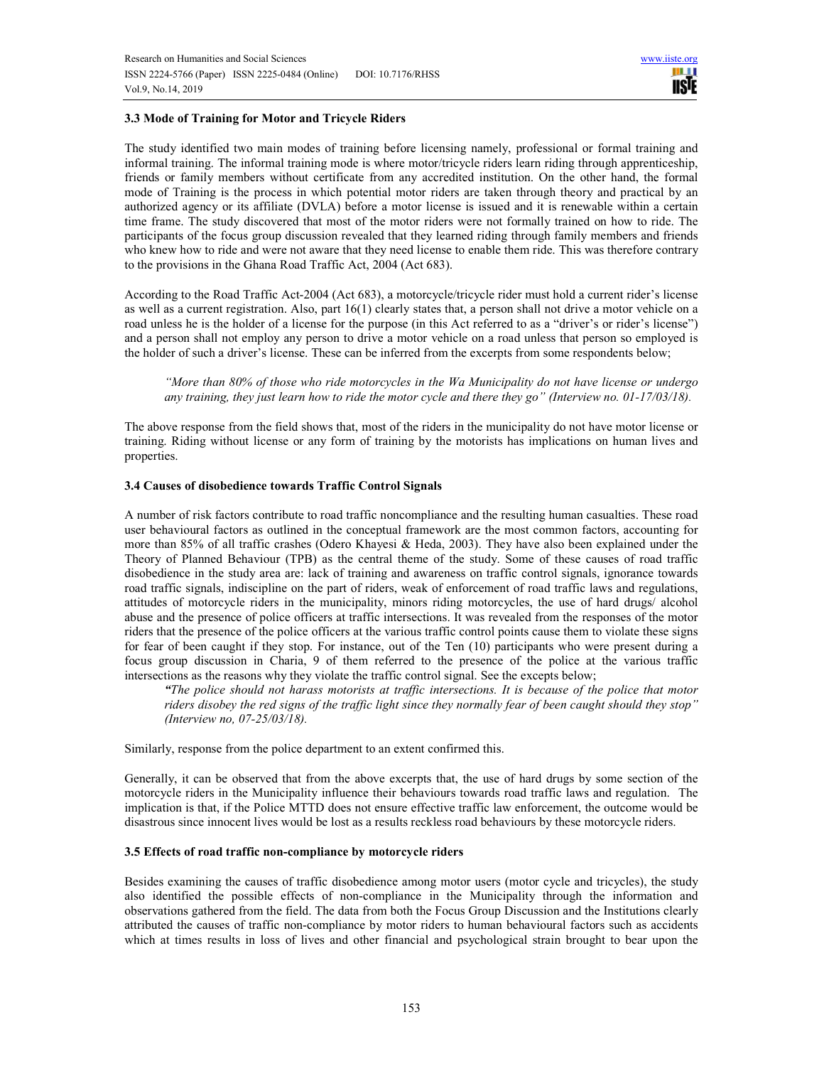### 3.3 Mode of Training for Motor and Tricycle Riders

The study identified two main modes of training before licensing namely, professional or formal training and informal training. The informal training mode is where motor/tricycle riders learn riding through apprenticeship, friends or family members without certificate from any accredited institution. On the other hand, the formal mode of Training is the process in which potential motor riders are taken through theory and practical by an authorized agency or its affiliate (DVLA) before a motor license is issued and it is renewable within a certain time frame. The study discovered that most of the motor riders were not formally trained on how to ride. The participants of the focus group discussion revealed that they learned riding through family members and friends who knew how to ride and were not aware that they need license to enable them ride. This was therefore contrary to the provisions in the Ghana Road Traffic Act, 2004 (Act 683).

According to the Road Traffic Act-2004 (Act 683), a motorcycle/tricycle rider must hold a current rider's license as well as a current registration. Also, part 16(1) clearly states that, a person shall not drive a motor vehicle on a road unless he is the holder of a license for the purpose (in this Act referred to as a "driver's or rider's license") and a person shall not employ any person to drive a motor vehicle on a road unless that person so employed is the holder of such a driver's license. These can be inferred from the excerpts from some respondents below;

> *"More than 80% of those who ride motorcycles in the Wa Municipality do not have license or undergo any training, they just learn how to ride the motor cycle and there they go" (Interview no. 01-17/03/18).*

The above response from the field shows that, most of the riders in the municipality do not have motor license or training. Riding without license or any form of training by the motorists has implications on human lives and properties.

### 3.4 Causes of disobedience towards Traffic Control Signals

A number of risk factors contribute to road traffic noncompliance and the resulting human casualties. These road user behavioural factors as outlined in the conceptual framework are the most common factors, accounting for more than 85% of all traffic crashes (Odero Khayesi & Heda, 2003). They have also been explained under the Theory of Planned Behaviour (TPB) as the central theme of the study. Some of these causes of road traffic disobedience in the study area are: lack of training and awareness on traffic control signals, ignorance towards road traffic signals, indiscipline on the part of riders, weak of enforcement of road traffic laws and regulations, attitudes of motorcycle riders in the municipality, minors riding motorcycles, the use of hard drugs/ alcohol abuse and the presence of police officers at traffic intersections. It was revealed from the responses of the motor riders that the presence of the police officers at the various traffic control points cause them to violate these signs for fear of been caught if they stop. For instance, out of the Ten (10) participants who were present during a focus group discussion in Charia, 9 of them referred to the presence of the police at the various traffic intersections as the reasons why they violate the traffic control signal. See the excepts below;

> ***"****The police should not harass motorists at traffic intersections. It is because of the police that motor riders disobey the red signs of the traffic light since they normally fear of been caught should they stop" (Interview no, 07-25/03/18).*

Similarly, response from the police department to an extent confirmed this.

Generally, it can be observed that from the above excerpts that, the use of hard drugs by some section of the motorcycle riders in the Municipality influence their behaviours towards road traffic laws and regulation. The implication is that, if the Police MTTD does not ensure effective traffic law enforcement, the outcome would be disastrous since innocent lives would be lost as a results reckless road behaviours by these motorcycle riders.

### 3.5 Effects of road traffic non-compliance by motorcycle riders

Besides examining the causes of traffic disobedience among motor users (motor cycle and tricycles), the study also identified the possible effects of non-compliance in the Municipality through the information and observations gathered from the field. The data from both the Focus Group Discussion and the Institutions clearly attributed the causes of traffic non-compliance by motor riders to human behavioural factors such as accidents which at times results in loss of lives and other financial and psychological strain brought to bear upon the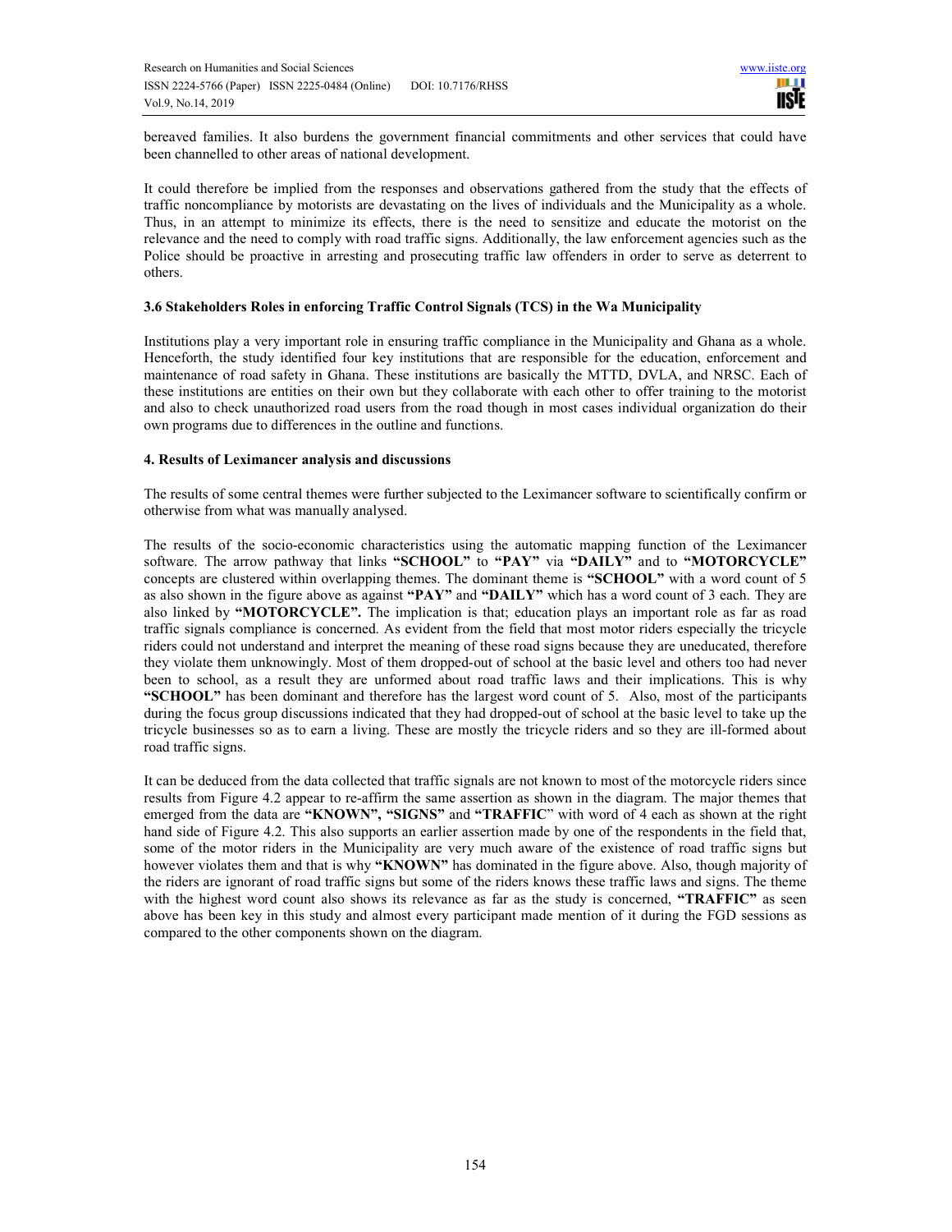bereaved families. It also burdens the government financial commitments and other services that could have been channelled to other areas of national development.

It could therefore be implied from the responses and observations gathered from the study that the effects of traffic noncompliance by motorists are devastating on the lives of individuals and the Municipality as a whole. Thus, in an attempt to minimize its effects, there is the need to sensitize and educate the motorist on the relevance and the need to comply with road traffic signs. Additionally, the law enforcement agencies such as the Police should be proactive in arresting and prosecuting traffic law offenders in order to serve as deterrent to others.

### 3.6 Stakeholders Roles in enforcing Traffic Control Signals (TCS) in the Wa Municipality

Institutions play a very important role in ensuring traffic compliance in the Municipality and Ghana as a whole. Henceforth, the study identified four key institutions that are responsible for the education, enforcement and maintenance of road safety in Ghana. These institutions are basically the MTTD, DVLA, and NRSC. Each of these institutions are entities on their own but they collaborate with each other to offer training to the motorist and also to check unauthorized road users from the road though in most cases individual organization do their own programs due to differences in the outline and functions.

## 4. Results of Leximancer analysis and discussions

The results of some central themes were further subjected to the Leximancer software to scientifically confirm or otherwise from what was manually analysed.

The results of the socio-economic characteristics using the automatic mapping function of the Leximancer software. The arrow pathway that links **"SCHOOL"** to **"PAY"** via **"DAILY"** and to **"MOTORCYCLE"** concepts are clustered within overlapping themes. The dominant theme is **"SCHOOL"** with a word count of 5 as also shown in the figure above as against **"PAY"** and **"DAILY"** which has a word count of 3 each. They are also linked by **"MOTORCYCLE".** The implication is that; education plays an important role as far as road traffic signals compliance is concerned. As evident from the field that most motor riders especially the tricycle riders could not understand and interpret the meaning of these road signs because they are uneducated, therefore they violate them unknowingly. Most of them dropped-out of school at the basic level and others too had never been to school, as a result they are unformed about road traffic laws and their implications. This is why **"SCHOOL"** has been dominant and therefore has the largest word count of 5. Also, most of the participants during the focus group discussions indicated that they had dropped-out of school at the basic level to take up the tricycle businesses so as to earn a living. These are mostly the tricycle riders and so they are ill-formed about road traffic signs.

It can be deduced from the data collected that traffic signals are not known to most of the motorcycle riders since results from Figure 4.2 appear to re-affirm the same assertion as shown in the diagram. The major themes that emerged from the data are **"KNOWN", "SIGNS"** and **"TRAFFIC"** with word of 4 each as shown at the right hand side of Figure 4.2. This also supports an earlier assertion made by one of the respondents in the field that, some of the motor riders in the Municipality are very much aware of the existence of road traffic signs but however violates them and that is why **"KNOWN"** has dominated in the figure above. Also, though majority of the riders are ignorant of road traffic signs but some of the riders knows these traffic laws and signs. The theme with the highest word count also shows its relevance as far as the study is concerned, **"TRAFFIC"** as seen above has been key in this study and almost every participant made mention of it during the FGD sessions as compared to the other components shown on the diagram.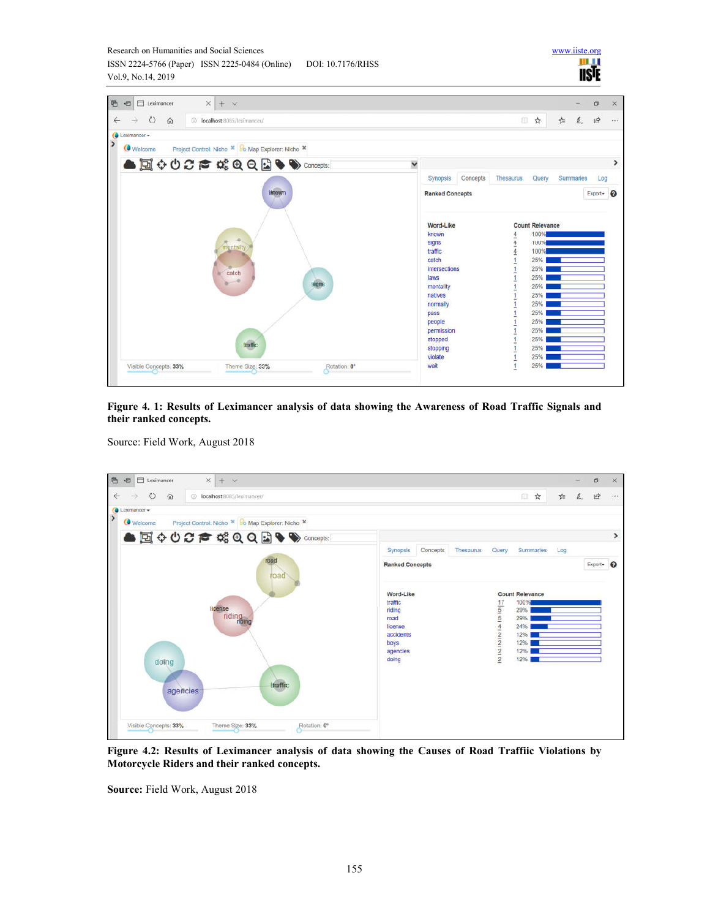**Figure 4. 1: Results of Leximancer analysis of data showing the Awareness of Road Traffic Signals and their ranked concepts.**

Source: Field Work, August 2018

**Figure 4.2: Results of Leximancer analysis of data showing the Causes of Road Traffiic Violations by Motorcycle Riders and their ranked concepts.**

**Source:** Field Work, August 2018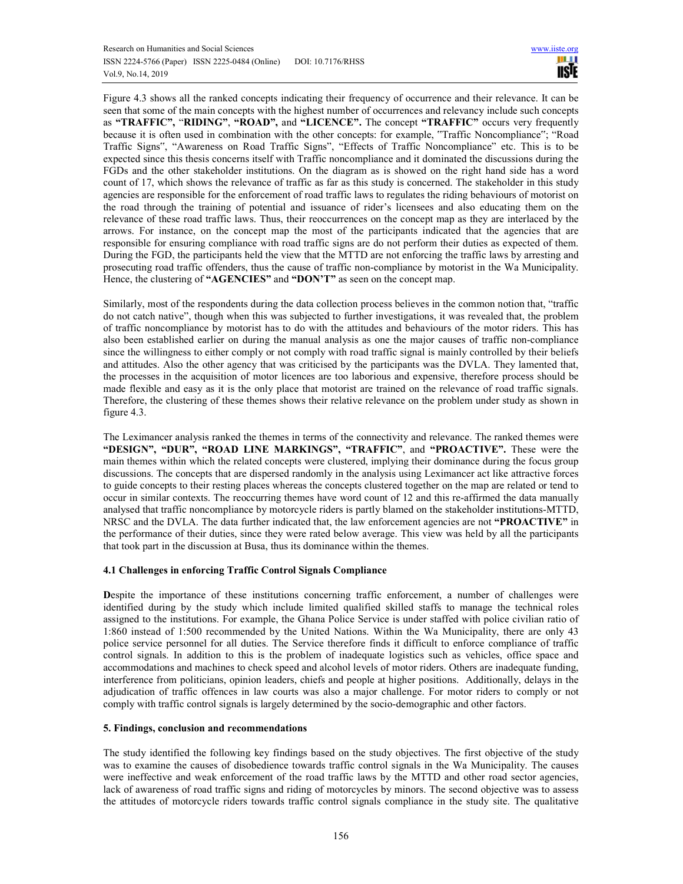Figure 4.3 shows all the ranked concepts indicating their frequency of occurrence and their relevance. It can be seen that some of the main concepts with the highest number of occurrences and relevancy include such concepts as **"TRAFFIC",** "**RIDING"**, **"ROAD",** and **"LICENCE".** The concept **"TRAFFIC"** occurs very frequently because it is often used in combination with the other concepts: for example, "Traffic Noncompliance"; "Road Traffic Signs", "Awareness on Road Traffic Signs", "Effects of Traffic Noncompliance" etc. This is to be expected since this thesis concerns itself with Traffic noncompliance and it dominated the discussions during the FGDs and the other stakeholder institutions. On the diagram as is showed on the right hand side has a word count of 17, which shows the relevance of traffic as far as this study is concerned. The stakeholder in this study agencies are responsible for the enforcement of road traffic laws to regulates the riding behaviours of motorist on the road through the training of potential and issuance of rider's licensees and also educating them on the relevance of these road traffic laws. Thus, their reoccurrences on the concept map as they are interlaced by the arrows. For instance, on the concept map the most of the participants indicated that the agencies that are responsible for ensuring compliance with road traffic signs are do not perform their duties as expected of them. During the FGD, the participants held the view that the MTTD are not enforcing the traffic laws by arresting and prosecuting road traffic offenders, thus the cause of traffic non-compliance by motorist in the Wa Municipality. Hence, the clustering of **"AGENCIES"** and **"DON'T"** as seen on the concept map.

Similarly, most of the respondents during the data collection process believes in the common notion that, "traffic do not catch native", though when this was subjected to further investigations, it was revealed that, the problem of traffic noncompliance by motorist has to do with the attitudes and behaviours of the motor riders. This has also been established earlier on during the manual analysis as one the major causes of traffic non-compliance since the willingness to either comply or not comply with road traffic signal is mainly controlled by their beliefs and attitudes. Also the other agency that was criticised by the participants was the DVLA. They lamented that, the processes in the acquisition of motor licences are too laborious and expensive, therefore process should be made flexible and easy as it is the only place that motorist are trained on the relevance of road traffic signals. Therefore, the clustering of these themes shows their relative relevance on the problem under study as shown in figure 4.3.

The Leximancer analysis ranked the themes in terms of the connectivity and relevance. The ranked themes were **"DESIGN", "DUR", "ROAD LINE MARKINGS", "TRAFFIC"**, and **"PROACTIVE".** These were the main themes within which the related concepts were clustered, implying their dominance during the focus group discussions. The concepts that are dispersed randomly in the analysis using Leximancer act like attractive forces to guide concepts to their resting places whereas the concepts clustered together on the map are related or tend to occur in similar contexts. The reoccurring themes have word count of 12 and this re-affirmed the data manually analysed that traffic noncompliance by motorcycle riders is partly blamed on the stakeholder institutions-MTTD, NRSC and the DVLA. The data further indicated that, the law enforcement agencies are not **"PROACTIVE"** in the performance of their duties, since they were rated below average. This view was held by all the participants that took part in the discussion at Busa, thus its dominance within the themes.

### 4.1 Challenges in enforcing Traffic Control Signals Compliance

**D**espite the importance of these institutions concerning traffic enforcement, a number of challenges were identified during by the study which include limited qualified skilled staffs to manage the technical roles assigned to the institutions. For example, the Ghana Police Service is under staffed with police civilian ratio of 1:860 instead of 1:500 recommended by the United Nations. Within the Wa Municipality, there are only 43 police service personnel for all duties. The Service therefore finds it difficult to enforce compliance of traffic control signals. In addition to this is the problem of inadequate logistics such as vehicles, office space and accommodations and machines to check speed and alcohol levels of motor riders. Others are inadequate funding, interference from politicians, opinion leaders, chiefs and people at higher positions. Additionally, delays in the adjudication of traffic offences in law courts was also a major challenge. For motor riders to comply or not comply with traffic control signals is largely determined by the socio-demographic and other factors.

## 5. Findings, conclusion and recommendations

The study identified the following key findings based on the study objectives. The first objective of the study was to examine the causes of disobedience towards traffic control signals in the Wa Municipality. The causes were ineffective and weak enforcement of the road traffic laws by the MTTD and other road sector agencies, lack of awareness of road traffic signs and riding of motorcycles by minors. The second objective was to assess the attitudes of motorcycle riders towards traffic control signals compliance in the study site. The qualitative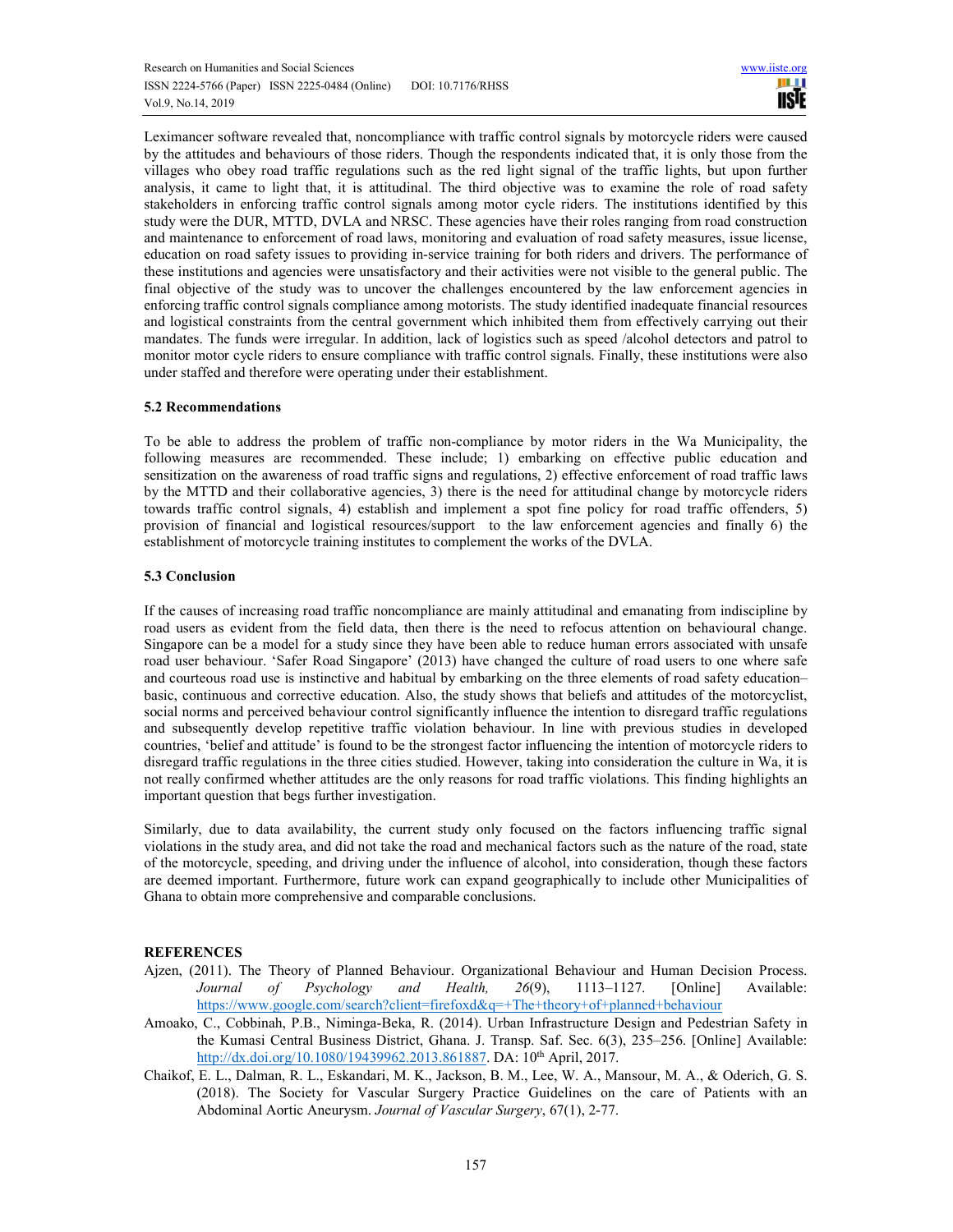Leximancer software revealed that, noncompliance with traffic control signals by motorcycle riders were caused by the attitudes and behaviours of those riders. Though the respondents indicated that, it is only those from the villages who obey road traffic regulations such as the red light signal of the traffic lights, but upon further analysis, it came to light that, it is attitudinal. The third objective was to examine the role of road safety stakeholders in enforcing traffic control signals among motor cycle riders. The institutions identified by this study were the DUR, MTTD, DVLA and NRSC. These agencies have their roles ranging from road construction and maintenance to enforcement of road laws, monitoring and evaluation of road safety measures, issue license, education on road safety issues to providing in-service training for both riders and drivers. The performance of these institutions and agencies were unsatisfactory and their activities were not visible to the general public. The final objective of the study was to uncover the challenges encountered by the law enforcement agencies in enforcing traffic control signals compliance among motorists. The study identified inadequate financial resources and logistical constraints from the central government which inhibited them from effectively carrying out their mandates. The funds were irregular. In addition, lack of logistics such as speed /alcohol detectors and patrol to monitor motor cycle riders to ensure compliance with traffic control signals. Finally, these institutions were also under staffed and therefore were operating under their establishment.

### 5.2 Recommendations

To be able to address the problem of traffic non-compliance by motor riders in the Wa Municipality, the following measures are recommended. These include; 1) embarking on effective public education and sensitization on the awareness of road traffic signs and regulations, 2) effective enforcement of road traffic laws by the MTTD and their collaborative agencies, 3) there is the need for attitudinal change by motorcycle riders towards traffic control signals, 4) establish and implement a spot fine policy for road traffic offenders, 5) provision of financial and logistical resources/support to the law enforcement agencies and finally 6) the establishment of motorcycle training institutes to complement the works of the DVLA.

### 5.3 Conclusion

If the causes of increasing road traffic noncompliance are mainly attitudinal and emanating from indiscipline by road users as evident from the field data, then there is the need to refocus attention on behavioural change. Singapore can be a model for a study since they have been able to reduce human errors associated with unsafe road user behaviour. 'Safer Road Singapore' (2013) have changed the culture of road users to one where safe and courteous road use is instinctive and habitual by embarking on the three elements of road safety education– basic, continuous and corrective education. Also, the study shows that beliefs and attitudes of the motorcyclist, social norms and perceived behaviour control significantly influence the intention to disregard traffic regulations and subsequently develop repetitive traffic violation behaviour. In line with previous studies in developed countries, 'belief and attitude' is found to be the strongest factor influencing the intention of motorcycle riders to disregard traffic regulations in the three cities studied. However, taking into consideration the culture in Wa, it is not really confirmed whether attitudes are the only reasons for road traffic violations. This finding highlights an important question that begs further investigation.

Similarly, due to data availability, the current study only focused on the factors influencing traffic signal violations in the study area, and did not take the road and mechanical factors such as the nature of the road, state of the motorcycle, speeding, and driving under the influence of alcohol, into consideration, though these factors are deemed important. Furthermore, future work can expand geographically to include other Municipalities of Ghana to obtain more comprehensive and comparable conclusions.

## REFERENCES

Ajzen, (2011). The Theory of Planned Behaviour. Organizational Behaviour and Human Decision Process. *Journal of Psychology and Health, 26*(9), 1113–1127. [Online] Available: https://www.google.com/search?client=firefoxd&q=+The+theory+of+planned+behaviour

Amoako, C., Cobbinah, P.B., Niminga-Beka, R. (2014). Urban Infrastructure Design and Pedestrian Safety in the Kumasi Central Business District, Ghana. J. Transp. Saf. Sec. 6(3), 235–256. [Online] Available: http://dx.doi.org/10.1080/19439962.2013.861887. DA: 10th April, 2017.

Chaikof, E. L., Dalman, R. L., Eskandari, M. K., Jackson, B. M., Lee, W. A., Mansour, M. A., & Oderich, G. S. (2018). The Society for Vascular Surgery Practice Guidelines on the care of Patients with an Abdominal Aortic Aneurysm. *Journal of Vascular Surgery*, 67(1), 2-77.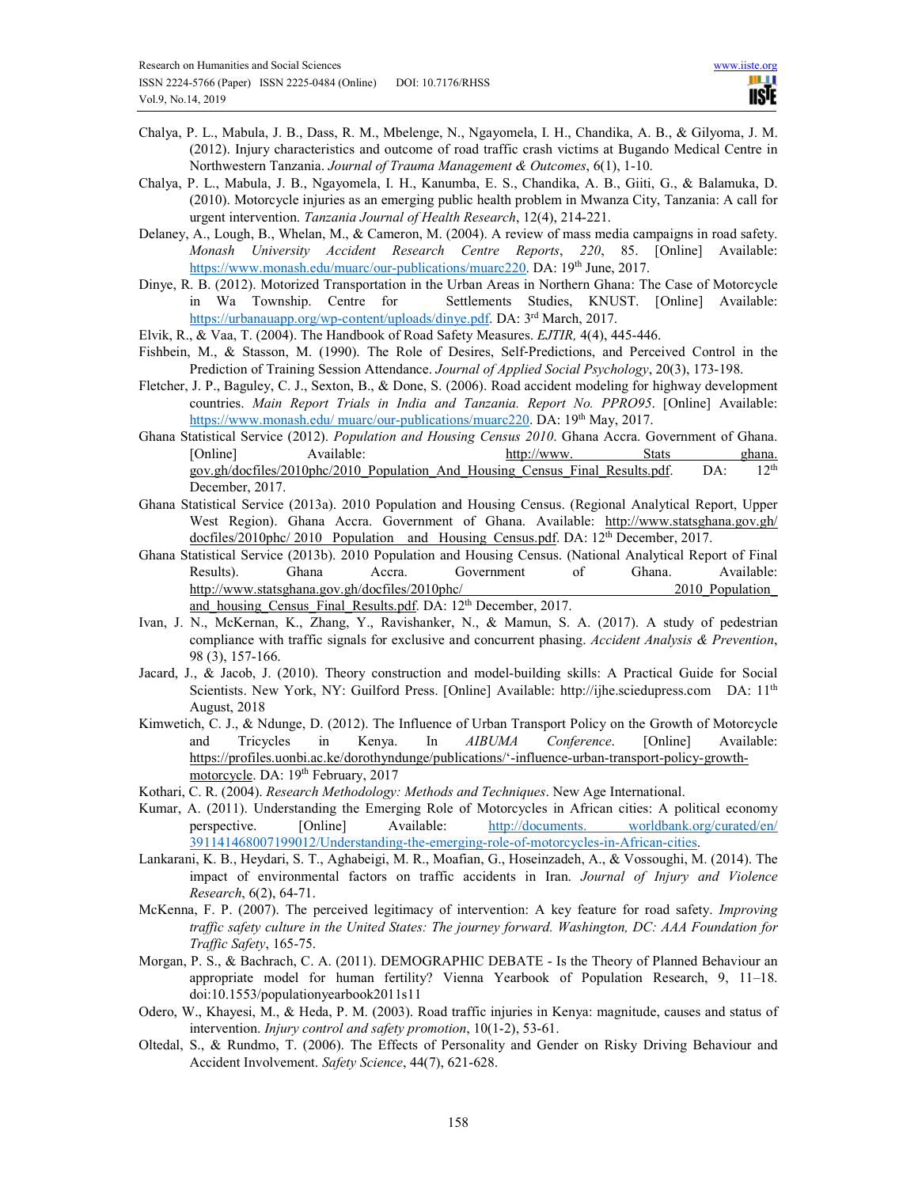Chalya, P. L., Mabula, J. B., Dass, R. M., Mbelenge, N., Ngayomela, I. H., Chandika, A. B., & Gilyoma, J. M. (2012). Injury characteristics and outcome of road traffic crash victims at Bugando Medical Centre in Northwestern Tanzania. *Journal of Trauma Management & Outcomes*, 6(1), 1-10.

Chalya, P. L., Mabula, J. B., Ngayomela, I. H., Kanumba, E. S., Chandika, A. B., Giiti, G., & Balamuka, D. (2010). Motorcycle injuries as an emerging public health problem in Mwanza City, Tanzania: A call for urgent intervention. *Tanzania Journal of Health Research*, 12(4), 214-221.

Delaney, A., Lough, B., Whelan, M., & Cameron, M. (2004). A review of mass media campaigns in road safety. *Monash University Accident Research Centre Reports*, *220*, 85. [Online] Available: https://www.monash.edu/muarc/our-publications/muarc220. DA: 19th June, 2017.

Dinye, R. B. (2012). Motorized Transportation in the Urban Areas in Northern Ghana: The Case of Motorcycle in Wa Township. Centre for Settlements Studies, KNUST. [Online] Available: https://urbanauapp.org/wp-content/uploads/dinye.pdf. DA: 3rd March, 2017.

Elvik, R., & Vaa, T. (2004). The Handbook of Road Safety Measures. *EJTIR,* 4(4), 445-446.

Fishbein, M., & Stasson, M. (1990). The Role of Desires, Self-Predictions, and Perceived Control in the Prediction of Training Session Attendance. *Journal of Applied Social Psychology*, 20(3), 173-198.

Fletcher, J. P., Baguley, C. J., Sexton, B., & Done, S. (2006). Road accident modeling for highway development countries. *Main Report Trials in India and Tanzania. Report No. PPRO95*. [Online] Available: https://www.monash.edu/ muarc/our-publications/muarc220. DA: 19th May, 2017.

Ghana Statistical Service (2012). *Population and Housing Census 2010*. Ghana Accra. Government of Ghana. [Online] Available: http://www. Stats ghana. gov.gh/docfiles/2010phc/2010_Population_And_Housing_Census_Final_Results.pdf. DA: 12th December, 2017.

Ghana Statistical Service (2013a). 2010 Population and Housing Census. (Regional Analytical Report, Upper West Region). Ghana Accra. Government of Ghana. Available: http://www.statsghana.gov.gh/ docfiles/2010phc/ 2010 Population and Housing Census.pdf. DA: 12th December, 2017.

Ghana Statistical Service (2013b). 2010 Population and Housing Census. (National Analytical Report of Final Results). Ghana Accra. Government of Ghana. Available: http://www.statsghana.gov.gh/docfiles/2010phc/ 2010_Population_ and_housing_Census_Final_Results.pdf. DA: 12th December, 2017.

Ivan, J. N., McKernan, K., Zhang, Y., Ravishanker, N., & Mamun, S. A. (2017). A study of pedestrian compliance with traffic signals for exclusive and concurrent phasing. *Accident Analysis & Prevention*, 98 (3), 157-166.

Jacard, J., & Jacob, J. (2010). Theory construction and model-building skills: A Practical Guide for Social Scientists. New York, NY: Guilford Press. [Online] Available: http://ijhe.sciedupress.com DA: 11th August, 2018

Kimwetich, C. J., & Ndunge, D. (2012). The Influence of Urban Transport Policy on the Growth of Motorcycle and Tricycles in Kenya. In *AIBUMA Conference*. [Online] Available: https://profiles.uonbi.ac.ke/dorothyndunge/publications/'-influence-urban-transport-policy-growth-motorcycle. DA: 19th February, 2017

Kothari, C. R. (2004). *Research Methodology: Methods and Techniques*. New Age International.

Kumar, A. (2011). Understanding the Emerging Role of Motorcycles in African cities: A political economy perspective. [Online] Available: http://documents. worldbank.org/curated/en/ 391141468007199012/Understanding-the-emerging-role-of-motorcycles-in-African-cities.

Lankarani, K. B., Heydari, S. T., Aghabeigi, M. R., Moafian, G., Hoseinzadeh, A., & Vossoughi, M. (2014). The impact of environmental factors on traffic accidents in Iran. *Journal of Injury and Violence Research*, 6(2), 64-71.

McKenna, F. P. (2007). The perceived legitimacy of intervention: A key feature for road safety. *Improving traffic safety culture in the United States: The journey forward. Washington, DC: AAA Foundation for Traffic Safety*, 165-75.

Morgan, P. S., & Bachrach, C. A. (2011). DEMOGRAPHIC DEBATE - Is the Theory of Planned Behaviour an appropriate model for human fertility? Vienna Yearbook of Population Research, 9, 11–18. doi:10.1553/populationyearbook2011s11

Odero, W., Khayesi, M., & Heda, P. M. (2003). Road traffic injuries in Kenya: magnitude, causes and status of intervention. *Injury control and safety promotion*, 10(1-2), 53-61.

Oltedal, S., & Rundmo, T. (2006). The Effects of Personality and Gender on Risky Driving Behaviour and Accident Involvement. *Safety Science*, 44(7), 621-628.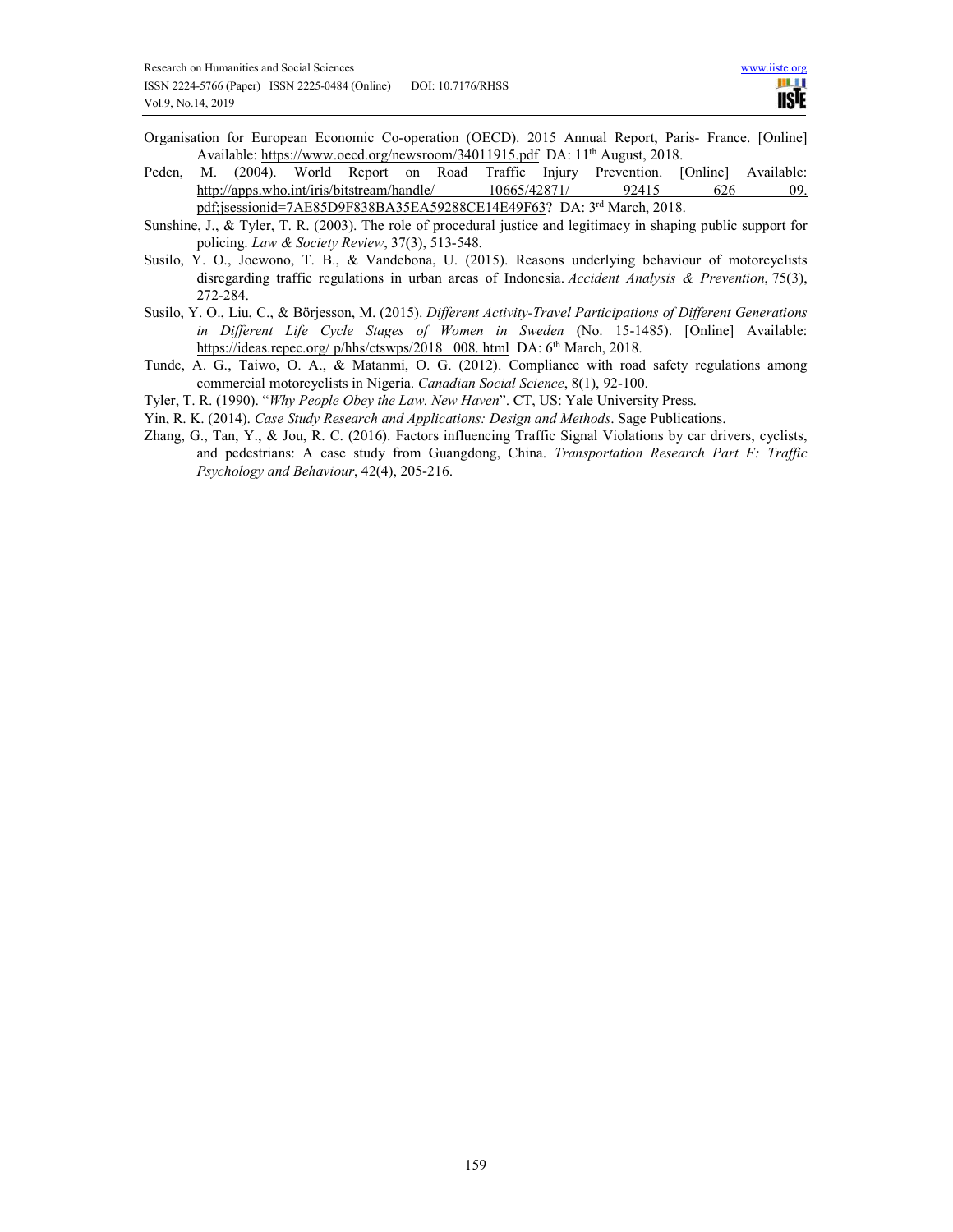Organisation for European Economic Co-operation (OECD). 2015 Annual Report, Paris- France. [Online] Available: https://www.oecd.org/newsroom/34011915.pdf DA: 11th August, 2018.

Peden, M. (2004). World Report on Road Traffic Injury Prevention. [Online] Available: http://apps.who.int/iris/bitstream/handle/ 10665/42871/ 92415 626 09. pdf;jsessionid=7AE85D9F838BA35EA59288CE14E49F63? DA: 3rd March, 2018.

Sunshine, J., & Tyler, T. R. (2003). The role of procedural justice and legitimacy in shaping public support for policing. *Law & Society Review*, 37(3), 513-548.

Susilo, Y. O., Joewono, T. B., & Vandebona, U. (2015). Reasons underlying behaviour of motorcyclists disregarding traffic regulations in urban areas of Indonesia. *Accident Analysis & Prevention*, 75(3), 272-284.

Susilo, Y. O., Liu, C., & Börjesson, M. (2015). *Different Activity-Travel Participations of Different Generations in Different Life Cycle Stages of Women in Sweden* (No. 15-1485). [Online] Available: https://ideas.repec.org/ p/hhs/ctswps/2018 008. html DA: 6th March, 2018.

Tunde, A. G., Taiwo, O. A., & Matanmi, O. G. (2012). Compliance with road safety regulations among commercial motorcyclists in Nigeria. *Canadian Social Science*, 8(1), 92-100.

Tyler, T. R. (1990). "*Why People Obey the Law. New Haven*". CT, US: Yale University Press.

Yin, R. K. (2014). *Case Study Research and Applications: Design and Methods*. Sage Publications.

Zhang, G., Tan, Y., & Jou, R. C. (2016). Factors influencing Traffic Signal Violations by car drivers, cyclists, and pedestrians: A case study from Guangdong, China. *Transportation Research Part F: Traffic Psychology and Behaviour*, 42(4), 205-216.